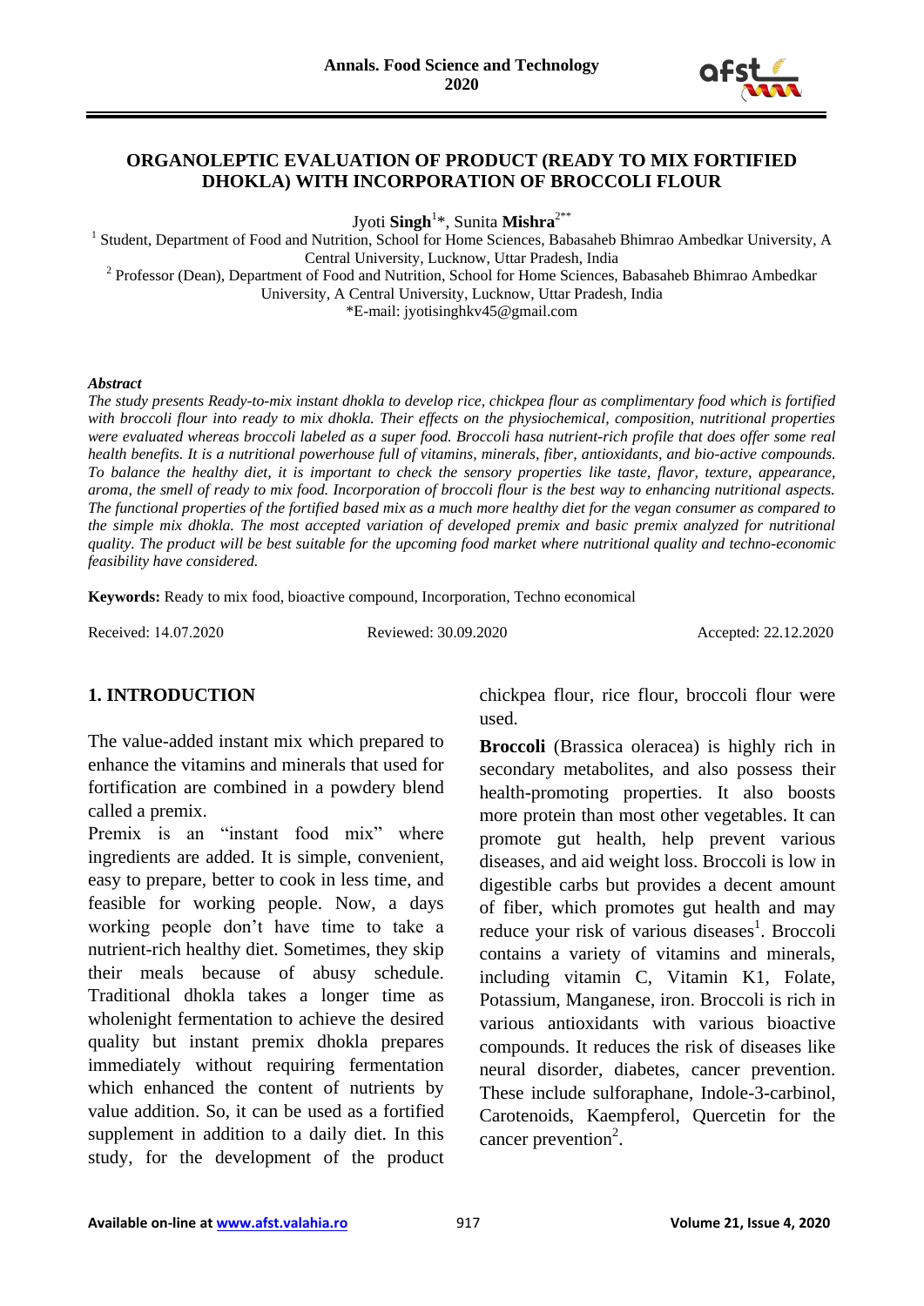# ORGANOLEPTIC EVALUATION OF PRODUCT (READY TO MIX FORTIFIED DHOKLA) WITH INCORPORATION OF BROCCOLI FLOUR

Jyoti **Singh**[1]*, Sunita **Mishra**[2**]

[1] Student, Department of Food and Nutrition, School for Home Sciences, Babasaheb Bhimrao Ambedkar University, A Central University, Lucknow, Uttar Pradesh, India

[2] Professor (Dean), Department of Food and Nutrition, School for Home Sciences, Babasaheb Bhimrao Ambedkar University, A Central University, Lucknow, Uttar Pradesh, India

*E-mail: jyotisinghkv45@gmail.com

***Abstract***

*The study presents Ready-to-mix instant dhokla to develop rice, chickpea flour as complimentary food which is fortified with broccoli flour into ready to mix dhokla. Their effects on the physiochemical, composition, nutritional properties were evaluated whereas broccoli labeled as a super food. Broccoli hasa nutrient-rich profile that does offer some real health benefits. It is a nutritional powerhouse full of vitamins, minerals, fiber, antioxidants, and bio-active compounds. To balance the healthy diet, it is important to check the sensory properties like taste, flavor, texture, appearance, aroma, the smell of ready to mix food. Incorporation of broccoli flour is the best way to enhancing nutritional aspects. The functional properties of the fortified based mix as a much more healthy diet for the vegan consumer as compared to the simple mix dhokla. The most accepted variation of developed premix and basic premix analyzed for nutritional quality. The product will be best suitable for the upcoming food market where nutritional quality and techno-economic feasibility have considered.*

**Keywords:** Ready to mix food, bioactive compound, Incorporation, Techno economical

Received: 14.07.2020 Reviewed: 30.09.2020 Accepted: 22.12.2020

## 1. INTRODUCTION

The value-added instant mix which prepared to enhance the vitamins and minerals that used for fortification are combined in a powdery blend called a premix.

Premix is an "instant food mix" where ingredients are added. It is simple, convenient, easy to prepare, better to cook in less time, and feasible for working people. Now, a days working people don't have time to take a nutrient-rich healthy diet. Sometimes, they skip their meals because of abusy schedule. Traditional dhokla takes a longer time as wholenight fermentation to achieve the desired quality but instant premix dhokla prepares immediately without requiring fermentation which enhanced the content of nutrients by value addition. So, it can be used as a fortified supplement in addition to a daily diet. In this study, for the development of the product chickpea flour, rice flour, broccoli flour were used.

**Broccoli** (Brassica oleracea) is highly rich in secondary metabolites, and also possess their health-promoting properties. It also boosts more protein than most other vegetables. It can promote gut health, help prevent various diseases, and aid weight loss. Broccoli is low in digestible carbs but provides a decent amount of fiber, which promotes gut health and may reduce your risk of various diseases[1]. Broccoli contains a variety of vitamins and minerals, including vitamin C, Vitamin K1, Folate, Potassium, Manganese, iron. Broccoli is rich in various antioxidants with various bioactive compounds. It reduces the risk of diseases like neural disorder, diabetes, cancer prevention. These include sulforaphane, Indole-3-carbinol, Carotenoids, Kaempferol, Quercetin for the cancer prevention[2].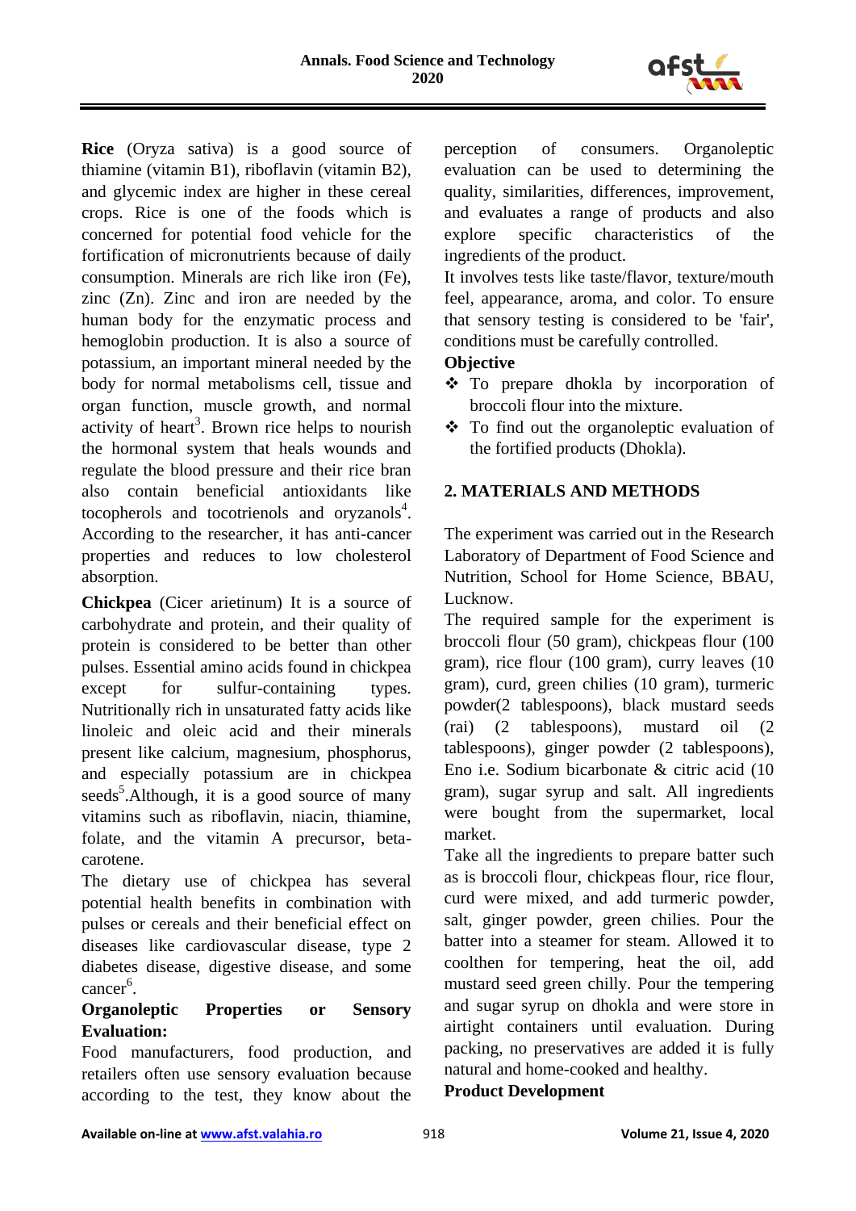**Rice** (Oryza sativa) is a good source of thiamine (vitamin B1), riboflavin (vitamin B2), and glycemic index are higher in these cereal crops. Rice is one of the foods which is concerned for potential food vehicle for the fortification of micronutrients because of daily consumption. Minerals are rich like iron (Fe), zinc (Zn). Zinc and iron are needed by the human body for the enzymatic process and hemoglobin production. It is also a source of potassium, an important mineral needed by the body for normal metabolisms cell, tissue and organ function, muscle growth, and normal activity of heart[3]. Brown rice helps to nourish the hormonal system that heals wounds and regulate the blood pressure and their rice bran also contain beneficial antioxidants like tocopherols and tocotrienols and oryzanols[4]. According to the researcher, it has anti-cancer properties and reduces to low cholesterol absorption.

**Chickpea** (Cicer arietinum) It is a source of carbohydrate and protein, and their quality of protein is considered to be better than other pulses. Essential amino acids found in chickpea except for sulfur-containing types. Nutritionally rich in unsaturated fatty acids like linoleic and oleic acid and their minerals present like calcium, magnesium, phosphorus, and especially potassium are in chickpea seeds[5].Although, it is a good source of many vitamins such as riboflavin, niacin, thiamine, folate, and the vitamin A precursor, beta-carotene.

The dietary use of chickpea has several potential health benefits in combination with pulses or cereals and their beneficial effect on diseases like cardiovascular disease, type 2 diabetes disease, digestive disease, and some cancer[6].

**Organoleptic Properties or Sensory Evaluation:**

Food manufacturers, food production, and retailers often use sensory evaluation because according to the test, they know about the perception of consumers. Organoleptic evaluation can be used to determining the quality, similarities, differences, improvement, and evaluates a range of products and also explore specific characteristics of the ingredients of the product.

It involves tests like taste/flavor, texture/mouth feel, appearance, aroma, and color. To ensure that sensory testing is considered to be 'fair', conditions must be carefully controlled.

**Objective**

- To prepare dhokla by incorporation of broccoli flour into the mixture.
- To find out the organoleptic evaluation of the fortified products (Dhokla).

## 2. MATERIALS AND METHODS

The experiment was carried out in the Research Laboratory of Department of Food Science and Nutrition, School for Home Science, BBAU, Lucknow.

The required sample for the experiment is broccoli flour (50 gram), chickpeas flour (100 gram), rice flour (100 gram), curry leaves (10 gram), curd, green chilies (10 gram), turmeric powder(2 tablespoons), black mustard seeds (rai) (2 tablespoons), mustard oil (2 tablespoons), ginger powder (2 tablespoons), Eno i.e. Sodium bicarbonate & citric acid (10 gram), sugar syrup and salt. All ingredients were bought from the supermarket, local market.

Take all the ingredients to prepare batter such as is broccoli flour, chickpeas flour, rice flour, curd were mixed, and add turmeric powder, salt, ginger powder, green chilies. Pour the batter into a steamer for steam. Allowed it to coolthen for tempering, heat the oil, add mustard seed green chilly. Pour the tempering and sugar syrup on dhokla and were store in airtight containers until evaluation. During packing, no preservatives are added it is fully natural and home-cooked and healthy.

**Product Development**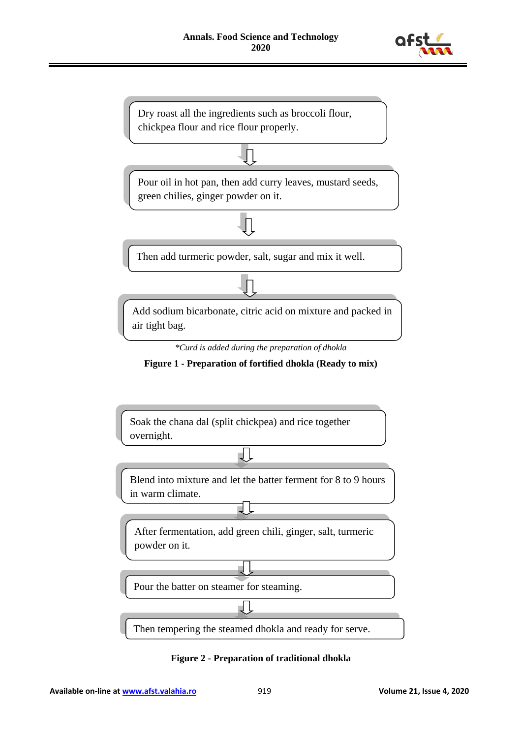Dry roast all the ingredients such as broccoli flour, chickpea flour and rice flour properly.

⇩

Pour oil in hot pan, then add curry leaves, mustard seeds, green chilies, ginger powder on it.

⇩

Then add turmeric powder, salt, sugar and mix it well.

⇩

Add sodium bicarbonate, citric acid on mixture and packed in air tight bag.

**Curd is added during the preparation of dhokla*

**Figure 1 - Preparation of fortified dhokla (Ready to mix)**

Soak the chana dal (split chickpea) and rice together overnight.

⇩

Blend into mixture and let the batter ferment for 8 to 9 hours in warm climate.

⇩

After fermentation, add green chili, ginger, salt, turmeric powder on it.

⇩

Pour the batter on steamer for steaming.

⇩

Then tempering the steamed dhokla and ready for serve.

**Figure 2 - Preparation of traditional dhokla**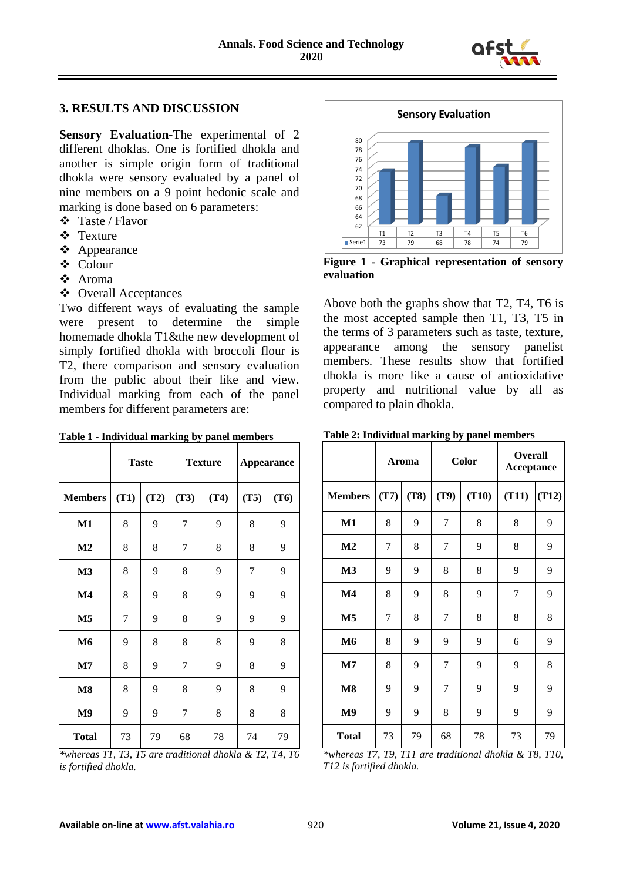## 3. RESULTS AND DISCUSSION

**Sensory Evaluation**-The experimental of 2 different dhoklas. One is fortified dhokla and another is simple origin form of traditional dhokla were sensory evaluated by a panel of nine members on a 9 point hedonic scale and marking is done based on 6 parameters:

- Taste / Flavor
- Texture
- Appearance
- Colour
- Aroma
- Overall Acceptances

Two different ways of evaluating the sample were present to determine the simple homemade dhokla T1&the new development of simply fortified dhokla with broccoli flour is T2, there comparison and sensory evaluation from the public about their like and view. Individual marking from each of the panel members for different parameters are:

**Table 1 - Individual marking by panel members**

| | Taste | | Texture | | Appearance | |
|---|---|---|---|---|---|---|
| **Members** | **(T1)** | **(T2)** | **(T3)** | **(T4)** | **(T5)** | **(T6)** |
| **M1** | 8 | 9 | 7 | 9 | 8 | 9 |
| **M2** | 8 | 8 | 7 | 8 | 8 | 9 |
| **M3** | 8 | 9 | 8 | 9 | 7 | 9 |
| **M4** | 8 | 9 | 8 | 9 | 9 | 9 |
| **M5** | 7 | 9 | 8 | 9 | 9 | 9 |
| **M6** | 9 | 8 | 8 | 8 | 9 | 8 |
| **M7** | 8 | 9 | 7 | 9 | 8 | 9 |
| **M8** | 8 | 9 | 8 | 9 | 8 | 9 |
| **M9** | 9 | 9 | 7 | 8 | 8 | 8 |
| **Total** | 73 | 79 | 68 | 78 | 74 | 79 |

*\*whereas T1, T3, T5 are traditional dhokla & T2, T4, T6 is fortified dhokla.*

| Sensory Evaluation | T1 | T2 | T3 | T4 | T5 | T6 |
|---|---|---|---|---|---|---|
| Serie1 | 73 | 79 | 68 | 78 | 74 | 79 |

**Figure 1 - Graphical representation of sensory evaluation**

Above both the graphs show that T2, T4, T6 is the most accepted sample then T1, T3, T5 in the terms of 3 parameters such as taste, texture, appearance among the sensory panelist members. These results show that fortified dhokla is more like a cause of antioxidative property and nutritional value by all as compared to plain dhokla.

**Table 2: Individual marking by panel members**

| | Aroma | | Color | | Overall Acceptance | |
|---|---|---|---|---|---|---|
| **Members** | **(T7)** | **(T8)** | **(T9)** | **(T10)** | **(T11)** | **(T12)** |
| **M1** | 8 | 9 | 7 | 8 | 8 | 9 |
| **M2** | 7 | 8 | 7 | 9 | 8 | 9 |
| **M3** | 9 | 9 | 8 | 8 | 9 | 9 |
| **M4** | 8 | 9 | 8 | 9 | 7 | 9 |
| **M5** | 7 | 8 | 7 | 8 | 8 | 8 |
| **M6** | 8 | 9 | 9 | 9 | 6 | 9 |
| **M7** | 8 | 9 | 7 | 9 | 9 | 8 |
| **M8** | 9 | 9 | 7 | 9 | 9 | 9 |
| **M9** | 9 | 9 | 8 | 9 | 9 | 9 |
| **Total** | 73 | 79 | 68 | 78 | 73 | 79 |

*\*whereas T7, T9, T11 are traditional dhokla & T8, T10, T12 is fortified dhokla.*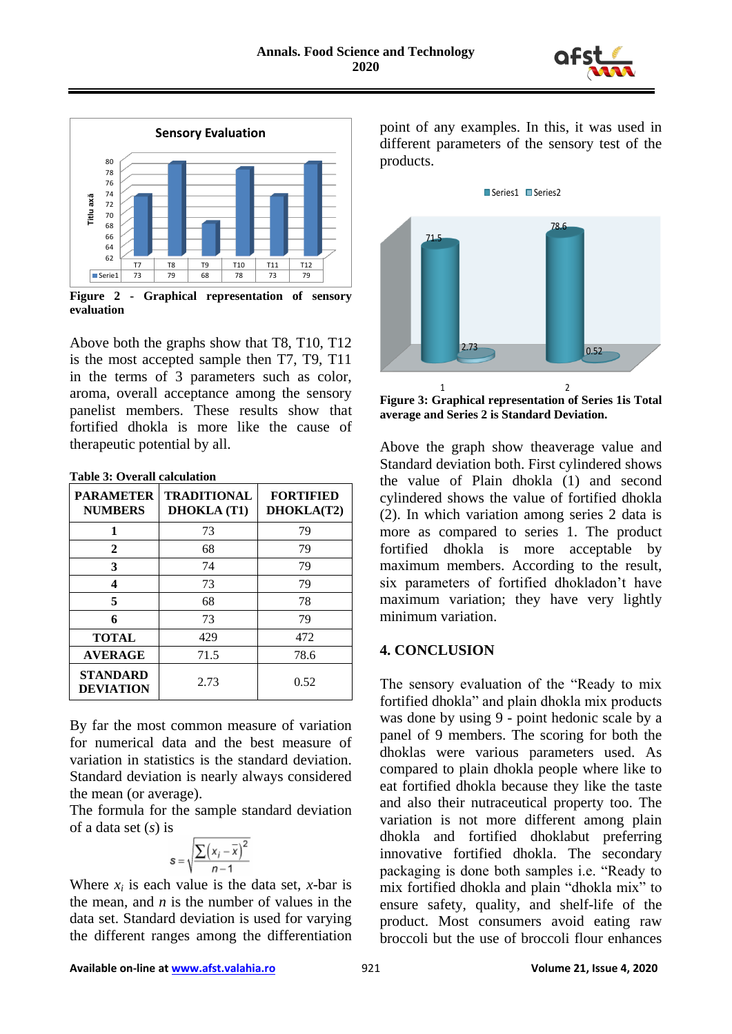Figure 2 - Graphical representation of sensory evaluation

Above both the graphs show that T8, T10, T12 is the most accepted sample then T7, T9, T11 in the terms of 3 parameters such as color, aroma, overall acceptance among the sensory panelist members. These results show that fortified dhokla is more like the cause of therapeutic potential by all.

**Table 3: Overall calculation**

| PARAMETER NUMBERS | TRADITIONAL DHOKLA (T1) | FORTIFIED DHOKLA(T2) |
|---|---|---|
| **1** | 73 | 79 |
| **2** | 68 | 79 |
| **3** | 74 | 79 |
| **4** | 73 | 79 |
| **5** | 68 | 78 |
| **6** | 73 | 79 |
| **TOTAL** | 429 | 472 |
| **AVERAGE** | 71.5 | 78.6 |
| **STANDARD DEVIATION** | 2.73 | 0.52 |

By far the most common measure of variation for numerical data and the best measure of variation in statistics is the standard deviation. Standard deviation is nearly always considered the mean (or average).

The formula for the sample standard deviation of a data set (*s*) is

$$s = \sqrt{\frac{\sum(x_i - \bar{x})^2}{n-1}}$$

Where $x_i$ is each value is the data set, *x*-bar is the mean, and *n* is the number of values in the data set. Standard deviation is used for varying the different ranges among the differentiation point of any examples. In this, it was used in different parameters of the sensory test of the products.

**Figure 3: Graphical representation of Series 1is Total average and Series 2 is Standard Deviation.**

Above the graph show theaverage value and Standard deviation both. First cylindered shows the value of Plain dhokla (1) and second cylindered shows the value of fortified dhokla (2). In which variation among series 2 data is more as compared to series 1. The product fortified dhokla is more acceptable by maximum members. According to the result, six parameters of fortified dhokladon't have maximum variation; they have very lightly minimum variation.

## 4. CONCLUSION

The sensory evaluation of the "Ready to mix fortified dhokla" and plain dhokla mix products was done by using 9 - point hedonic scale by a panel of 9 members. The scoring for both the dhoklas were various parameters used. As compared to plain dhokla people where like to eat fortified dhokla because they like the taste and also their nutraceutical property too. The variation is not more different among plain dhokla and fortified dhoklabut preferring innovative fortified dhokla. The secondary packaging is done both samples i.e. "Ready to mix fortified dhokla and plain "dhokla mix" to ensure safety, quality, and shelf-life of the product. Most consumers avoid eating raw broccoli but the use of broccoli flour enhances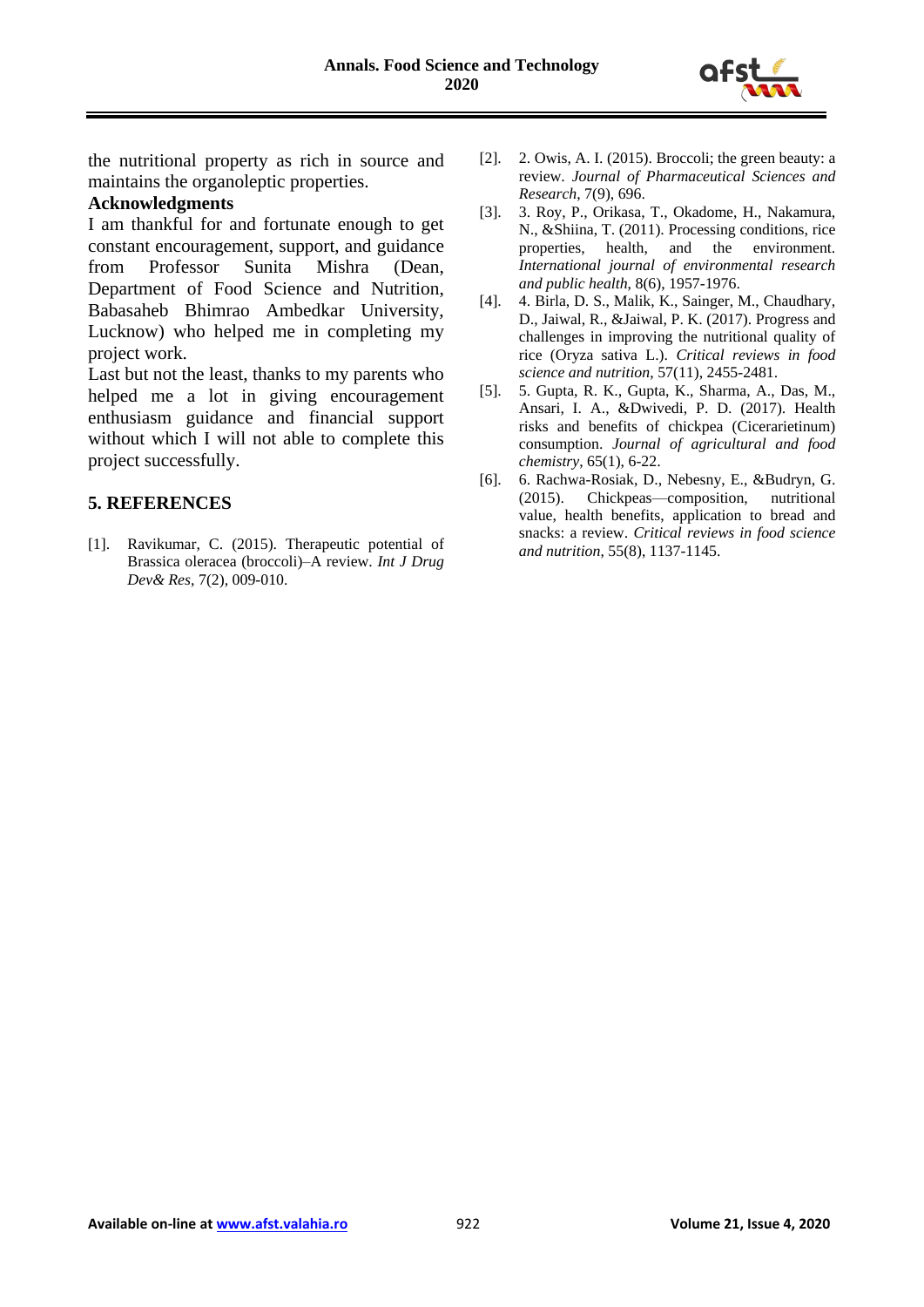the nutritional property as rich in source and maintains the organoleptic properties.

**Acknowledgments**

I am thankful for and fortunate enough to get constant encouragement, support, and guidance from Professor Sunita Mishra (Dean, Department of Food Science and Nutrition, Babasaheb Bhimrao Ambedkar University, Lucknow) who helped me in completing my project work.

Last but not the least, thanks to my parents who helped me a lot in giving encouragement enthusiasm guidance and financial support without which I will not able to complete this project successfully.

## 5. REFERENCES

[1]. Ravikumar, C. (2015). Therapeutic potential of Brassica oleracea (broccoli)–A review. *Int J Drug Dev& Res*, 7(2), 009-010.

[2]. 2. Owis, A. I. (2015). Broccoli; the green beauty: a review. *Journal of Pharmaceutical Sciences and Research*, 7(9), 696.

[3]. 3. Roy, P., Orikasa, T., Okadome, H., Nakamura, N., &Shiina, T. (2011). Processing conditions, rice properties, health, and the environment. *International journal of environmental research and public health*, 8(6), 1957-1976.

[4]. 4. Birla, D. S., Malik, K., Sainger, M., Chaudhary, D., Jaiwal, R., &Jaiwal, P. K. (2017). Progress and challenges in improving the nutritional quality of rice (Oryza sativa L.). *Critical reviews in food science and nutrition*, 57(11), 2455-2481.

[5]. 5. Gupta, R. K., Gupta, K., Sharma, A., Das, M., Ansari, I. A., &Dwivedi, P. D. (2017). Health risks and benefits of chickpea (Cicerarietinum) consumption. *Journal of agricultural and food chemistry*, 65(1), 6-22.

[6]. 6. Rachwa-Rosiak, D., Nebesny, E., &Budryn, G. (2015). Chickpeas—composition, nutritional value, health benefits, application to bread and snacks: a review. *Critical reviews in food science and nutrition*, 55(8), 1137-1145.